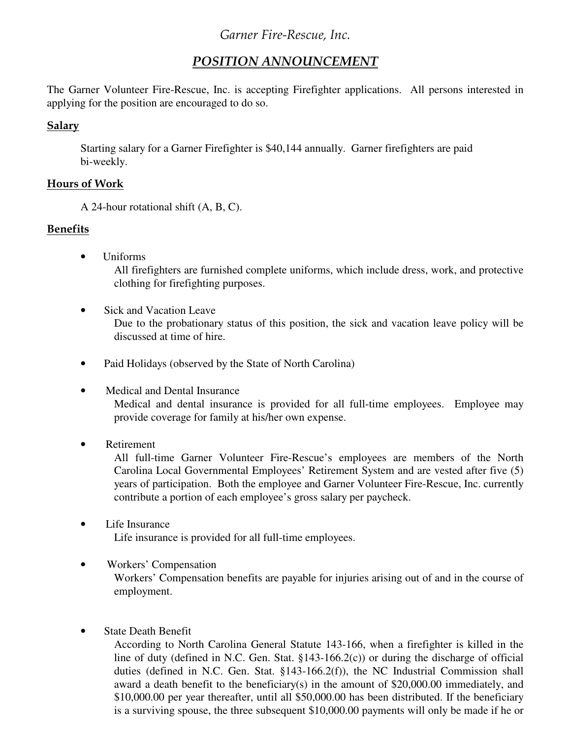*Garner Fire-Rescue, Inc.*

# ***POSITION ANNOUNCEMENT***

The Garner Volunteer Fire-Rescue, Inc. is accepting Firefighter applications. All persons interested in applying for the position are encouraged to do so.

## Salary

Starting salary for a Garner Firefighter is $40,144 annually. Garner firefighters are paid bi-weekly.

## Hours of Work

A 24-hour rotational shift (A, B, C).

## Benefits

- Uniforms
  All firefighters are furnished complete uniforms, which include dress, work, and protective clothing for firefighting purposes.

- Sick and Vacation Leave
  Due to the probationary status of this position, the sick and vacation leave policy will be discussed at time of hire.

- Paid Holidays (observed by the State of North Carolina)

- Medical and Dental Insurance
  Medical and dental insurance is provided for all full-time employees. Employee may provide coverage for family at his/her own expense.

- Retirement
  All full-time Garner Volunteer Fire-Rescue's employees are members of the North Carolina Local Governmental Employees' Retirement System and are vested after five (5) years of participation. Both the employee and Garner Volunteer Fire-Rescue, Inc. currently contribute a portion of each employee's gross salary per paycheck.

- Life Insurance
  Life insurance is provided for all full-time employees.

- Workers' Compensation
  Workers' Compensation benefits are payable for injuries arising out of and in the course of employment.

- State Death Benefit
  According to North Carolina General Statute 143-166, when a firefighter is killed in the line of duty (defined in N.C. Gen. Stat. §143-166.2(c)) or during the discharge of official duties (defined in N.C. Gen. Stat. §143-166.2(f)), the NC Industrial Commission shall award a death benefit to the beneficiary(s) in the amount of $20,000.00 immediately, and $10,000.00 per year thereafter, until all $50,000.00 has been distributed. If the beneficiary is a surviving spouse, the three subsequent $10,000.00 payments will only be made if he or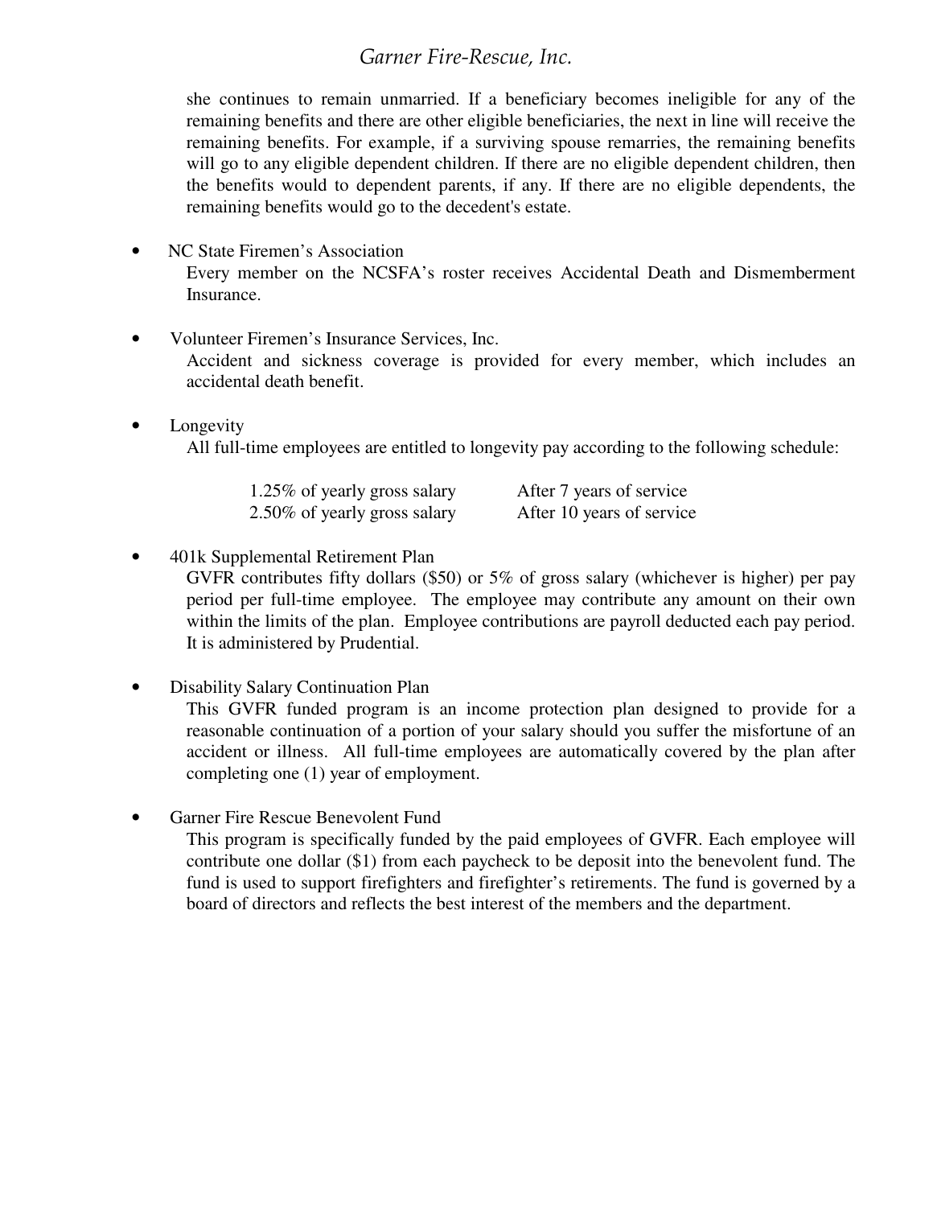she continues to remain unmarried. If a beneficiary becomes ineligible for any of the remaining benefits and there are other eligible beneficiaries, the next in line will receive the remaining benefits. For example, if a surviving spouse remarries, the remaining benefits will go to any eligible dependent children. If there are no eligible dependent children, then the benefits would to dependent parents, if any. If there are no eligible dependents, the remaining benefits would go to the decedent's estate.

- NC State Firemen's Association
  Every member on the NCSFA's roster receives Accidental Death and Dismemberment Insurance.

- Volunteer Firemen's Insurance Services, Inc.
  Accident and sickness coverage is provided for every member, which includes an accidental death benefit.

- Longevity
  All full-time employees are entitled to longevity pay according to the following schedule:

  | | |
  |---|---|
  | 1.25% of yearly gross salary | After 7 years of service |
  | 2.50% of yearly gross salary | After 10 years of service |

- 401k Supplemental Retirement Plan
  GVFR contributes fifty dollars ($50) or 5% of gross salary (whichever is higher) per pay period per full-time employee. The employee may contribute any amount on their own within the limits of the plan. Employee contributions are payroll deducted each pay period. It is administered by Prudential.

- Disability Salary Continuation Plan
  This GVFR funded program is an income protection plan designed to provide for a reasonable continuation of a portion of your salary should you suffer the misfortune of an accident or illness. All full-time employees are automatically covered by the plan after completing one (1) year of employment.

- Garner Fire Rescue Benevolent Fund
  This program is specifically funded by the paid employees of GVFR. Each employee will contribute one dollar ($1) from each paycheck to be deposit into the benevolent fund. The fund is used to support firefighters and firefighter's retirements. The fund is governed by a board of directors and reflects the best interest of the members and the department.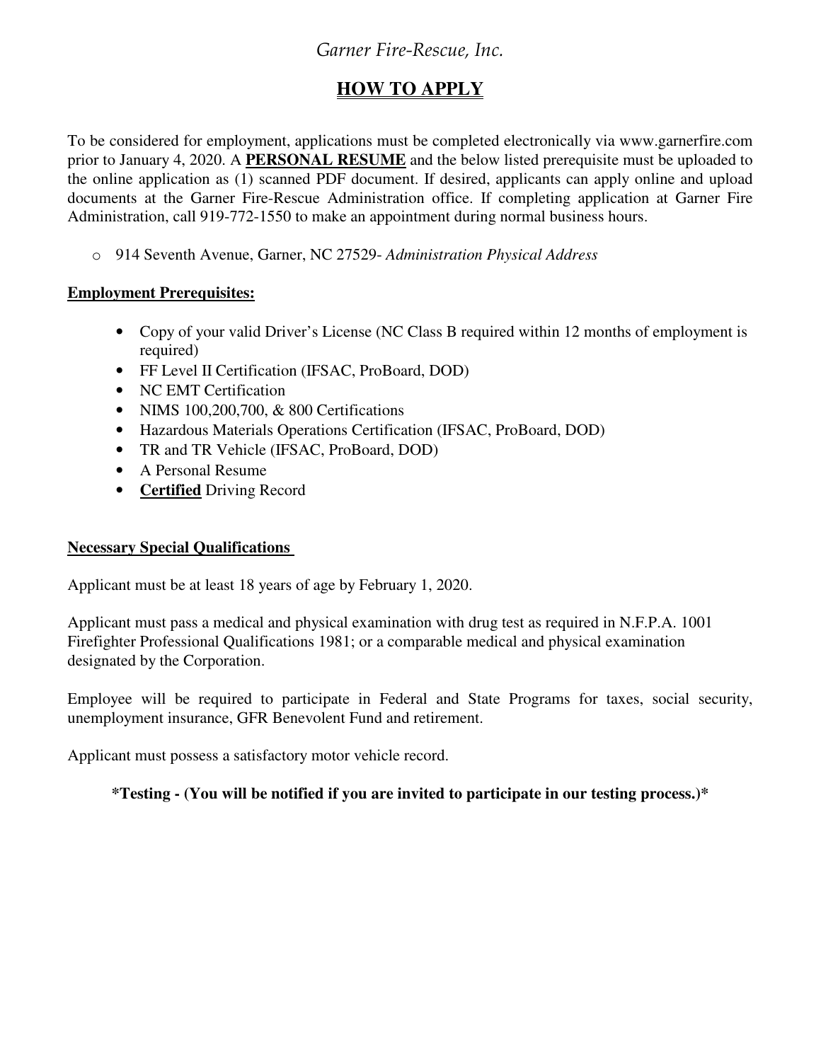*Garner Fire-Rescue, Inc.*

# HOW TO APPLY

To be considered for employment, applications must be completed electronically via www.garnerfire.com prior to January 4, 2020. A **PERSONAL RESUME** and the below listed prerequisite must be uploaded to the online application as (1) scanned PDF document. If desired, applicants can apply online and upload documents at the Garner Fire-Rescue Administration office. If completing application at Garner Fire Administration, call 919-772-1550 to make an appointment during normal business hours.

- 914 Seventh Avenue, Garner, NC 27529- *Administration Physical Address*

**Employment Prerequisites:**

- Copy of your valid Driver's License (NC Class B required within 12 months of employment is required)
- FF Level II Certification (IFSAC, ProBoard, DOD)
- NC EMT Certification
- NIMS 100,200,700, & 800 Certifications
- Hazardous Materials Operations Certification (IFSAC, ProBoard, DOD)
- TR and TR Vehicle (IFSAC, ProBoard, DOD)
- A Personal Resume
- **Certified** Driving Record

**Necessary Special Qualifications**

Applicant must be at least 18 years of age by February 1, 2020.

Applicant must pass a medical and physical examination with drug test as required in N.F.P.A. 1001 Firefighter Professional Qualifications 1981; or a comparable medical and physical examination designated by the Corporation.

Employee will be required to participate in Federal and State Programs for taxes, social security, unemployment insurance, GFR Benevolent Fund and retirement.

Applicant must possess a satisfactory motor vehicle record.

**\*Testing - (You will be notified if you are invited to participate in our testing process.)\***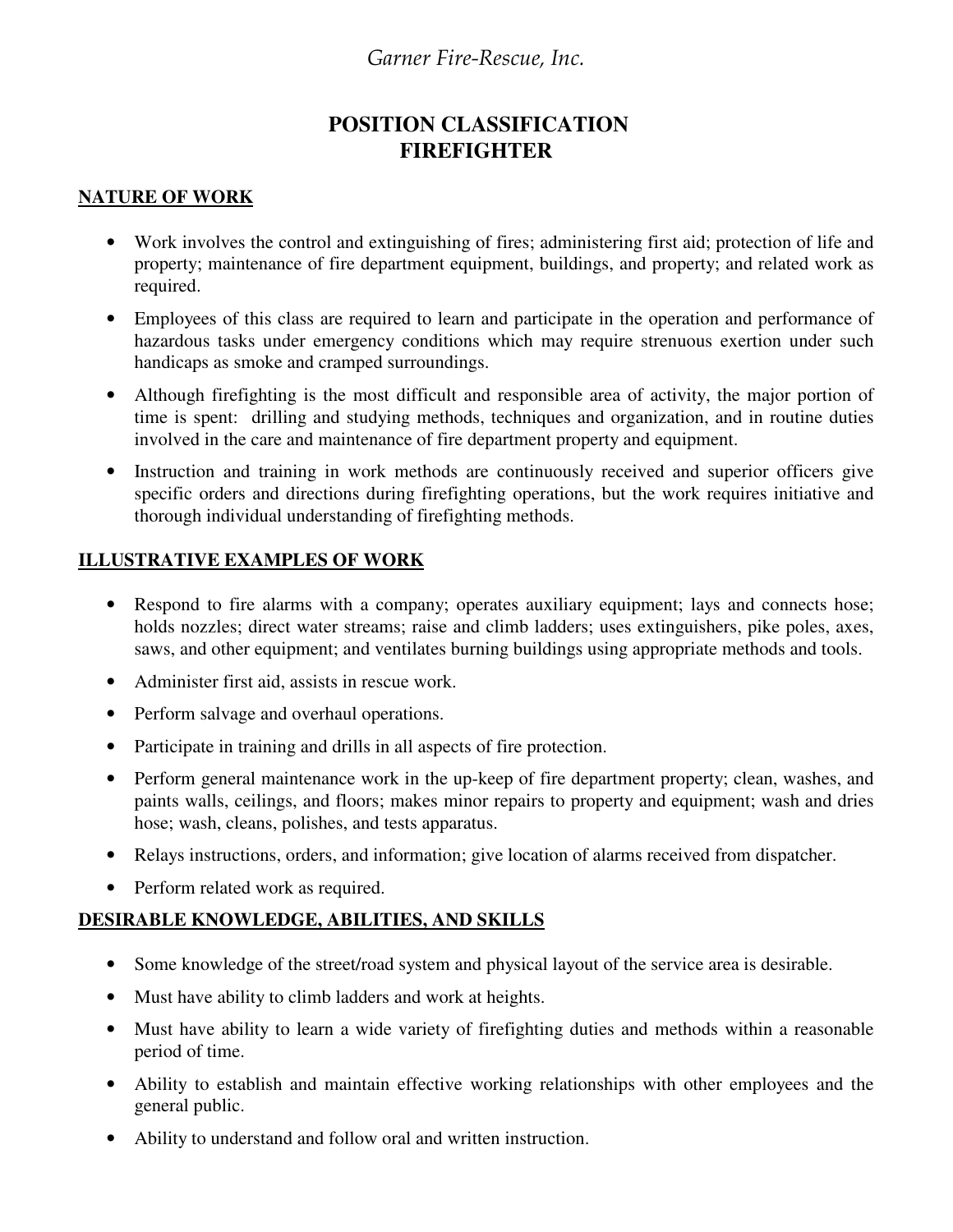*Garner Fire-Rescue, Inc.*

# POSITION CLASSIFICATION
# FIREFIGHTER

## NATURE OF WORK

- Work involves the control and extinguishing of fires; administering first aid; protection of life and property; maintenance of fire department equipment, buildings, and property; and related work as required.
- Employees of this class are required to learn and participate in the operation and performance of hazardous tasks under emergency conditions which may require strenuous exertion under such handicaps as smoke and cramped surroundings.
- Although firefighting is the most difficult and responsible area of activity, the major portion of time is spent: drilling and studying methods, techniques and organization, and in routine duties involved in the care and maintenance of fire department property and equipment.
- Instruction and training in work methods are continuously received and superior officers give specific orders and directions during firefighting operations, but the work requires initiative and thorough individual understanding of firefighting methods.

## ILLUSTRATIVE EXAMPLES OF WORK

- Respond to fire alarms with a company; operates auxiliary equipment; lays and connects hose; holds nozzles; direct water streams; raise and climb ladders; uses extinguishers, pike poles, axes, saws, and other equipment; and ventilates burning buildings using appropriate methods and tools.
- Administer first aid, assists in rescue work.
- Perform salvage and overhaul operations.
- Participate in training and drills in all aspects of fire protection.
- Perform general maintenance work in the up-keep of fire department property; clean, washes, and paints walls, ceilings, and floors; makes minor repairs to property and equipment; wash and dries hose; wash, cleans, polishes, and tests apparatus.
- Relays instructions, orders, and information; give location of alarms received from dispatcher.
- Perform related work as required.

## DESIRABLE KNOWLEDGE, ABILITIES, AND SKILLS

- Some knowledge of the street/road system and physical layout of the service area is desirable.
- Must have ability to climb ladders and work at heights.
- Must have ability to learn a wide variety of firefighting duties and methods within a reasonable period of time.
- Ability to establish and maintain effective working relationships with other employees and the general public.
- Ability to understand and follow oral and written instruction.